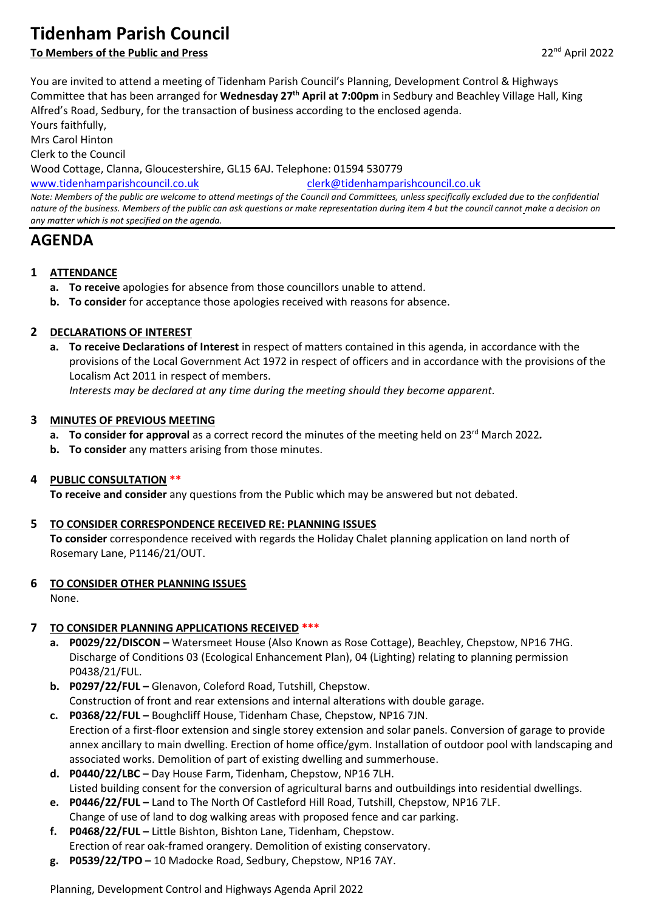# Tidenham Parish Council

**To Members of the Public and Press** 22nd April 2022

You are invited to attend a meeting of Tidenham Parish Council's Planning, Development Control & Highways Committee that has been arranged for **Wednesday 27th April at 7:00pm** in Sedbury and Beachley Village Hall, King Alfred's Road, Sedbury, for the transaction of business according to the enclosed agenda.

Yours faithfully,

Mrs Carol Hinton

Clerk to the Council

Wood Cottage, Clanna, Gloucestershire, GL15 6AJ. Telephone: 01594 530779

www.tidenhamparishcouncil.co.uk clerk@tidenhamparishcouncil.co.uk

*Note: Members of the public are welcome to attend meetings of the Council and Committees, unless specifically excluded due to the confidential nature of the business. Members of the public can ask questions or make representation during item 4 but the council cannot make a decision on any matter which is not specified on the agenda.*

## AGENDA

**1 ATTENDANCE**

a. **To receive** apologies for absence from those councillors unable to attend.
b. **To consider** for acceptance those apologies received with reasons for absence.

**2 DECLARATIONS OF INTEREST**

a. **To receive Declarations of Interest** in respect of matters contained in this agenda, in accordance with the provisions of the Local Government Act 1972 in respect of officers and in accordance with the provisions of the Localism Act 2011 in respect of members.
*Interests may be declared at any time during the meeting should they become apparent.*

**3 MINUTES OF PREVIOUS MEETING**

a. **To consider for approval** as a correct record the minutes of the meeting held on 23rd March 2022.
b. **To consider** any matters arising from those minutes.

**4 PUBLIC CONSULTATION \*\***

**To receive and consider** any questions from the Public which may be answered but not debated.

**5 TO CONSIDER CORRESPONDENCE RECEIVED RE: PLANNING ISSUES**

**To consider** correspondence received with regards the Holiday Chalet planning application on land north of Rosemary Lane, P1146/21/OUT.

**6 TO CONSIDER OTHER PLANNING ISSUES**

None.

**7 TO CONSIDER PLANNING APPLICATIONS RECEIVED \*\*\***

a. **P0029/22/DISCON –** Watersmeet House (Also Known as Rose Cottage), Beachley, Chepstow, NP16 7HG.
Discharge of Conditions 03 (Ecological Enhancement Plan), 04 (Lighting) relating to planning permission P0438/21/FUL.
b. **P0297/22/FUL –** Glenavon, Coleford Road, Tutshill, Chepstow.
Construction of front and rear extensions and internal alterations with double garage.
c. **P0368/22/FUL –** Boughcliff House, Tidenham Chase, Chepstow, NP16 7JN.
Erection of a first-floor extension and single storey extension and solar panels. Conversion of garage to provide annex ancillary to main dwelling. Erection of home office/gym. Installation of outdoor pool with landscaping and associated works. Demolition of part of existing dwelling and summerhouse.
d. **P0440/22/LBC –** Day House Farm, Tidenham, Chepstow, NP16 7LH.
Listed building consent for the conversion of agricultural barns and outbuildings into residential dwellings.
e. **P0446/22/FUL –** Land to The North Of Castleford Hill Road, Tutshill, Chepstow, NP16 7LF.
Change of use of land to dog walking areas with proposed fence and car parking.
f. **P0468/22/FUL –** Little Bishton, Bishton Lane, Tidenham, Chepstow.
Erection of rear oak-framed orangery. Demolition of existing conservatory.
g. **P0539/22/TPO –** 10 Madocke Road, Sedbury, Chepstow, NP16 7AY.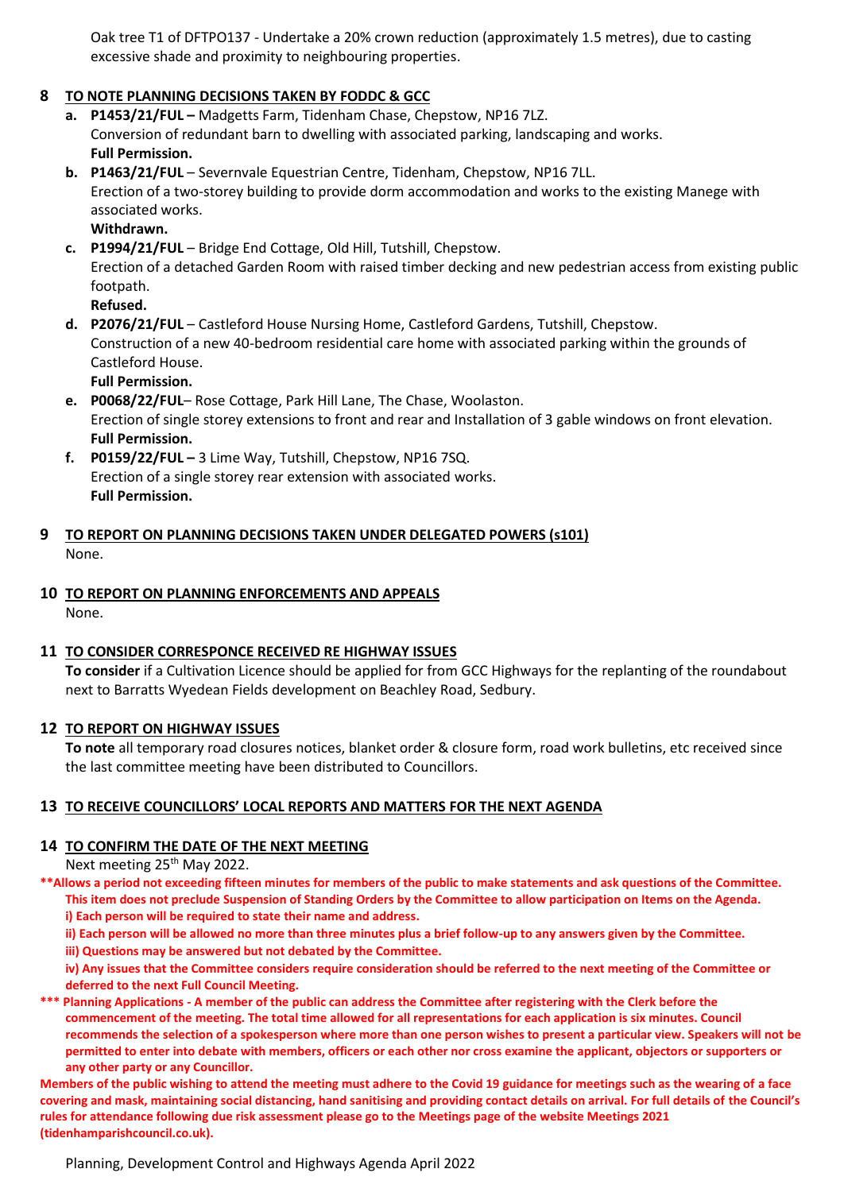Oak tree T1 of DFTPO137 - Undertake a 20% crown reduction (approximately 1.5 metres), due to casting excessive shade and proximity to neighbouring properties.

## 8 TO NOTE PLANNING DECISIONS TAKEN BY FODDC & GCC

a. **P1453/21/FUL –** Madgetts Farm, Tidenham Chase, Chepstow, NP16 7LZ.
   Conversion of redundant barn to dwelling with associated parking, landscaping and works.
   **Full Permission.**

b. **P1463/21/FUL** – Severnvale Equestrian Centre, Tidenham, Chepstow, NP16 7LL.
   Erection of a two-storey building to provide dorm accommodation and works to the existing Manege with associated works.
   **Withdrawn.**

c. **P1994/21/FUL** – Bridge End Cottage, Old Hill, Tutshill, Chepstow.
   Erection of a detached Garden Room with raised timber decking and new pedestrian access from existing public footpath.
   **Refused.**

d. **P2076/21/FUL** – Castleford House Nursing Home, Castleford Gardens, Tutshill, Chepstow.
   Construction of a new 40-bedroom residential care home with associated parking within the grounds of Castleford House.
   **Full Permission.**

e. **P0068/22/FUL**– Rose Cottage, Park Hill Lane, The Chase, Woolaston.
   Erection of single storey extensions to front and rear and Installation of 3 gable windows on front elevation.
   **Full Permission.**

f. **P0159/22/FUL –** 3 Lime Way, Tutshill, Chepstow, NP16 7SQ.
   Erection of a single storey rear extension with associated works.
   **Full Permission.**

## 9 TO REPORT ON PLANNING DECISIONS TAKEN UNDER DELEGATED POWERS (s101)

None.

## 10 TO REPORT ON PLANNING ENFORCEMENTS AND APPEALS

None.

## 11 TO CONSIDER CORRESPONCE RECEIVED RE HIGHWAY ISSUES

**To consider** if a Cultivation Licence should be applied for from GCC Highways for the replanting of the roundabout next to Barratts Wyedean Fields development on Beachley Road, Sedbury.

## 12 TO REPORT ON HIGHWAY ISSUES

**To note** all temporary road closures notices, blanket order & closure form, road work bulletins, etc received since the last committee meeting have been distributed to Councillors.

## 13 TO RECEIVE COUNCILLORS' LOCAL REPORTS AND MATTERS FOR THE NEXT AGENDA

## 14 TO CONFIRM THE DATE OF THE NEXT MEETING

Next meeting 25th May 2022.

**\*\*Allows a period not exceeding fifteen minutes for members of the public to make statements and ask questions of the Committee. This item does not preclude Suspension of Standing Orders by the Committee to allow participation on Items on the Agenda.**
**i) Each person will be required to state their name and address.**
**ii) Each person will be allowed no more than three minutes plus a brief follow-up to any answers given by the Committee.**
**iii) Questions may be answered but not debated by the Committee.**
**iv) Any issues that the Committee considers require consideration should be referred to the next meeting of the Committee or deferred to the next Full Council Meeting.**

**\*\*\* Planning Applications - A member of the public can address the Committee after registering with the Clerk before the commencement of the meeting. The total time allowed for all representations for each application is six minutes. Council recommends the selection of a spokesperson where more than one person wishes to present a particular view. Speakers will not be permitted to enter into debate with members, officers or each other nor cross examine the applicant, objectors or supporters or any other party or any Councillor.**

**Members of the public wishing to attend the meeting must adhere to the Covid 19 guidance for meetings such as the wearing of a face covering and mask, maintaining social distancing, hand sanitising and providing contact details on arrival. For full details of the Council's rules for attendance following due risk assessment please go to the Meetings page of the website Meetings 2021 (tidenhamparishcouncil.co.uk).**